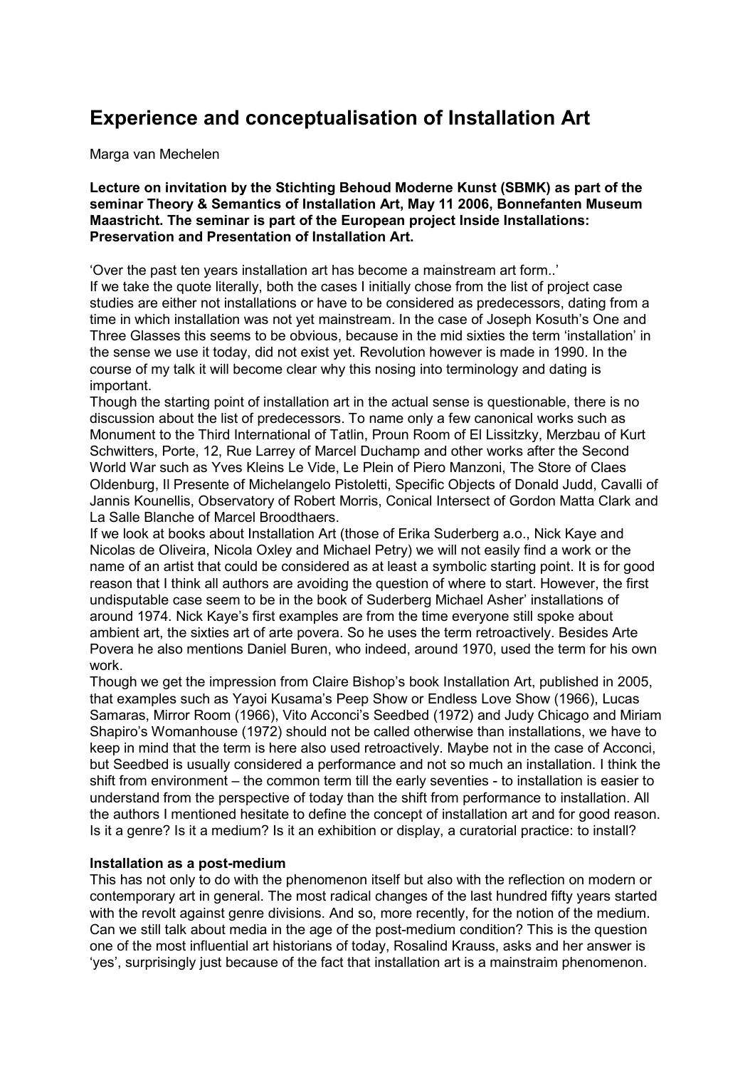# Experience and conceptualisation of Installation Art

Marga van Mechelen

**Lecture on invitation by the Stichting Behoud Moderne Kunst (SBMK) as part of the seminar Theory & Semantics of Installation Art, May 11 2006, Bonnefanten Museum Maastricht. The seminar is part of the European project Inside Installations: Preservation and Presentation of Installation Art.**

'Over the past ten years installation art has become a mainstream art form..'
If we take the quote literally, both the cases I initially chose from the list of project case studies are either not installations or have to be considered as predecessors, dating from a time in which installation was not yet mainstream. In the case of Joseph Kosuth's One and Three Glasses this seems to be obvious, because in the mid sixties the term 'installation' in the sense we use it today, did not exist yet. Revolution however is made in 1990. In the course of my talk it will become clear why this nosing into terminology and dating is important.
Though the starting point of installation art in the actual sense is questionable, there is no discussion about the list of predecessors. To name only a few canonical works such as Monument to the Third International of Tatlin, Proun Room of El Lissitzky, Merzbau of Kurt Schwitters, Porte, 12, Rue Larrey of Marcel Duchamp and other works after the Second World War such as Yves Kleins Le Vide, Le Plein of Piero Manzoni, The Store of Claes Oldenburg, Il Presente of Michelangelo Pistoletti, Specific Objects of Donald Judd, Cavalli of Jannis Kounellis, Observatory of Robert Morris, Conical Intersect of Gordon Matta Clark and La Salle Blanche of Marcel Broodthaers.
If we look at books about Installation Art (those of Erika Suderberg a.o., Nick Kaye and Nicolas de Oliveira, Nicola Oxley and Michael Petry) we will not easily find a work or the name of an artist that could be considered as at least a symbolic starting point. It is for good reason that I think all authors are avoiding the question of where to start. However, the first undisputable case seem to be in the book of Suderberg Michael Asher' installations of around 1974. Nick Kaye's first examples are from the time everyone still spoke about ambient art, the sixties art of arte povera. So he uses the term retroactively. Besides Arte Povera he also mentions Daniel Buren, who indeed, around 1970, used the term for his own work.
Though we get the impression from Claire Bishop's book Installation Art, published in 2005, that examples such as Yayoi Kusama's Peep Show or Endless Love Show (1966), Lucas Samaras, Mirror Room (1966), Vito Acconci's Seedbed (1972) and Judy Chicago and Miriam Shapiro's Womanhouse (1972) should not be called otherwise than installations, we have to keep in mind that the term is here also used retroactively. Maybe not in the case of Acconci, but Seedbed is usually considered a performance and not so much an installation. I think the shift from environment – the common term till the early seventies - to installation is easier to understand from the perspective of today than the shift from performance to installation. All the authors I mentioned hesitate to define the concept of installation art and for good reason. Is it a genre? Is it a medium? Is it an exhibition or display, a curatorial practice: to install?

**Installation as a post-medium**

This has not only to do with the phenomenon itself but also with the reflection on modern or contemporary art in general. The most radical changes of the last hundred fifty years started with the revolt against genre divisions. And so, more recently, for the notion of the medium. Can we still talk about media in the age of the post-medium condition? This is the question one of the most influential art historians of today, Rosalind Krauss, asks and her answer is 'yes', surprisingly just because of the fact that installation art is a mainstraim phenomenon.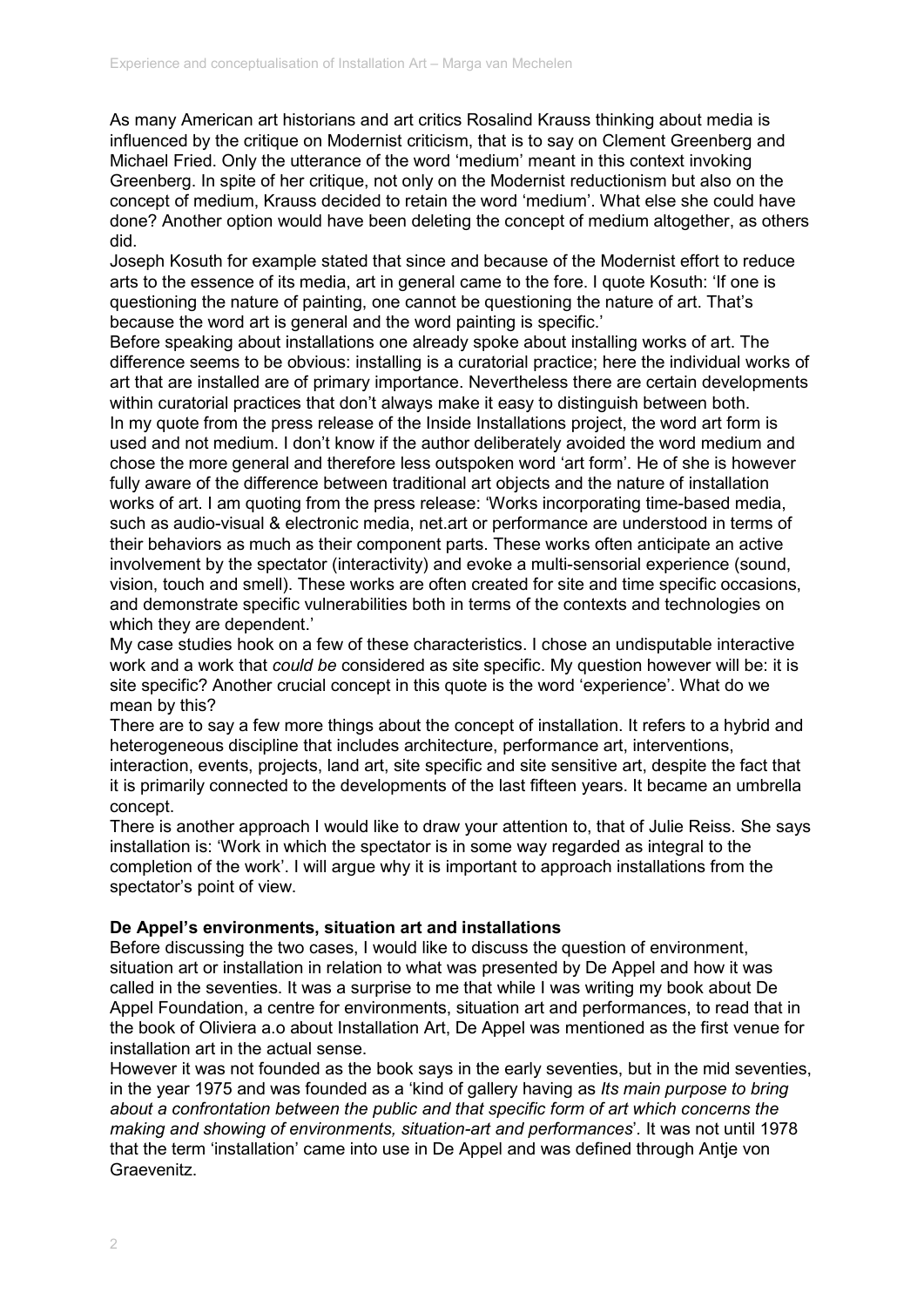As many American art historians and art critics Rosalind Krauss thinking about media is influenced by the critique on Modernist criticism, that is to say on Clement Greenberg and Michael Fried. Only the utterance of the word 'medium' meant in this context invoking Greenberg. In spite of her critique, not only on the Modernist reductionism but also on the concept of medium, Krauss decided to retain the word 'medium'. What else she could have done? Another option would have been deleting the concept of medium altogether, as others did.

Joseph Kosuth for example stated that since and because of the Modernist effort to reduce arts to the essence of its media, art in general came to the fore. I quote Kosuth: 'If one is questioning the nature of painting, one cannot be questioning the nature of art. That's because the word art is general and the word painting is specific.'

Before speaking about installations one already spoke about installing works of art. The difference seems to be obvious: installing is a curatorial practice; here the individual works of art that are installed are of primary importance. Nevertheless there are certain developments within curatorial practices that don't always make it easy to distinguish between both.

In my quote from the press release of the Inside Installations project, the word art form is used and not medium. I don't know if the author deliberately avoided the word medium and chose the more general and therefore less outspoken word 'art form'. He of she is however fully aware of the difference between traditional art objects and the nature of installation works of art. I am quoting from the press release: 'Works incorporating time-based media, such as audio-visual & electronic media, net.art or performance are understood in terms of their behaviors as much as their component parts. These works often anticipate an active involvement by the spectator (interactivity) and evoke a multi-sensorial experience (sound, vision, touch and smell). These works are often created for site and time specific occasions, and demonstrate specific vulnerabilities both in terms of the contexts and technologies on which they are dependent.'

My case studies hook on a few of these characteristics. I chose an undisputable interactive work and a work that *could be* considered as site specific. My question however will be: it is site specific? Another crucial concept in this quote is the word 'experience'. What do we mean by this?

There are to say a few more things about the concept of installation. It refers to a hybrid and heterogeneous discipline that includes architecture, performance art, interventions, interaction, events, projects, land art, site specific and site sensitive art, despite the fact that it is primarily connected to the developments of the last fifteen years. It became an umbrella concept.

There is another approach I would like to draw your attention to, that of Julie Reiss. She says installation is: 'Work in which the spectator is in some way regarded as integral to the completion of the work'. I will argue why it is important to approach installations from the spectator's point of view.

**De Appel's environments, situation art and installations**

Before discussing the two cases, I would like to discuss the question of environment, situation art or installation in relation to what was presented by De Appel and how it was called in the seventies. It was a surprise to me that while I was writing my book about De Appel Foundation, a centre for environments, situation art and performances, to read that in the book of Oliviera a.o about Installation Art, De Appel was mentioned as the first venue for installation art in the actual sense.

However it was not founded as the book says in the early seventies, but in the mid seventies, in the year 1975 and was founded as a 'kind of gallery having as *Its main purpose to bring about a confrontation between the public and that specific form of art which concerns the making and showing of environments, situation-art and performances*'. It was not until 1978 that the term 'installation' came into use in De Appel and was defined through Antje von Graevenitz.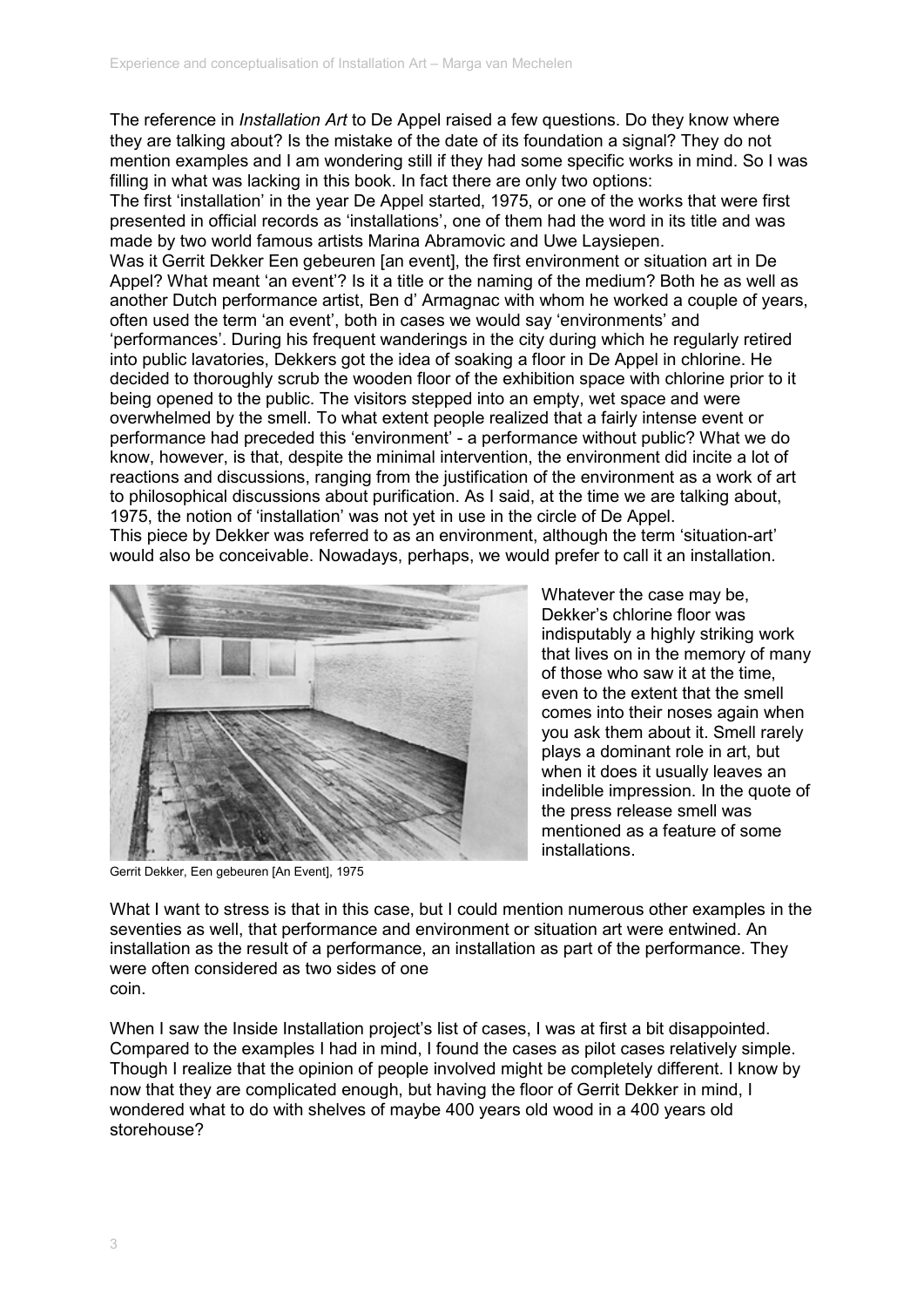The reference in *Installation Art* to De Appel raised a few questions. Do they know where they are talking about? Is the mistake of the date of its foundation a signal? They do not mention examples and I am wondering still if they had some specific works in mind. So I was filling in what was lacking in this book. In fact there are only two options:
The first 'installation' in the year De Appel started, 1975, or one of the works that were first presented in official records as 'installations', one of them had the word in its title and was made by two world famous artists Marina Abramovic and Uwe Laysiepen.
Was it Gerrit Dekker Een gebeuren [an event], the first environment or situation art in De Appel? What meant 'an event'? Is it a title or the naming of the medium? Both he as well as another Dutch performance artist, Ben d' Armagnac with whom he worked a couple of years, often used the term 'an event', both in cases we would say 'environments' and 'performances'. During his frequent wanderings in the city during which he regularly retired into public lavatories, Dekkers got the idea of soaking a floor in De Appel in chlorine. He decided to thoroughly scrub the wooden floor of the exhibition space with chlorine prior to it being opened to the public. The visitors stepped into an empty, wet space and were overwhelmed by the smell. To what extent people realized that a fairly intense event or performance had preceded this 'environment' - a performance without public? What we do know, however, is that, despite the minimal intervention, the environment did incite a lot of reactions and discussions, ranging from the justification of the environment as a work of art to philosophical discussions about purification. As I said, at the time we are talking about, 1975, the notion of 'installation' was not yet in use in the circle of De Appel.
This piece by Dekker was referred to as an environment, although the term 'situation-art' would also be conceivable. Nowadays, perhaps, we would prefer to call it an installation.

Gerrit Dekker, Een gebeuren [An Event], 1975

Whatever the case may be, Dekker's chlorine floor was indisputably a highly striking work that lives on in the memory of many of those who saw it at the time, even to the extent that the smell comes into their noses again when you ask them about it. Smell rarely plays a dominant role in art, but when it does it usually leaves an indelible impression. In the quote of the press release smell was mentioned as a feature of some installations.

What I want to stress is that in this case, but I could mention numerous other examples in the seventies as well, that performance and environment or situation art were entwined. An installation as the result of a performance, an installation as part of the performance. They were often considered as two sides of one coin.

When I saw the Inside Installation project's list of cases, I was at first a bit disappointed. Compared to the examples I had in mind, I found the cases as pilot cases relatively simple. Though I realize that the opinion of people involved might be completely different. I know by now that they are complicated enough, but having the floor of Gerrit Dekker in mind, I wondered what to do with shelves of maybe 400 years old wood in a 400 years old storehouse?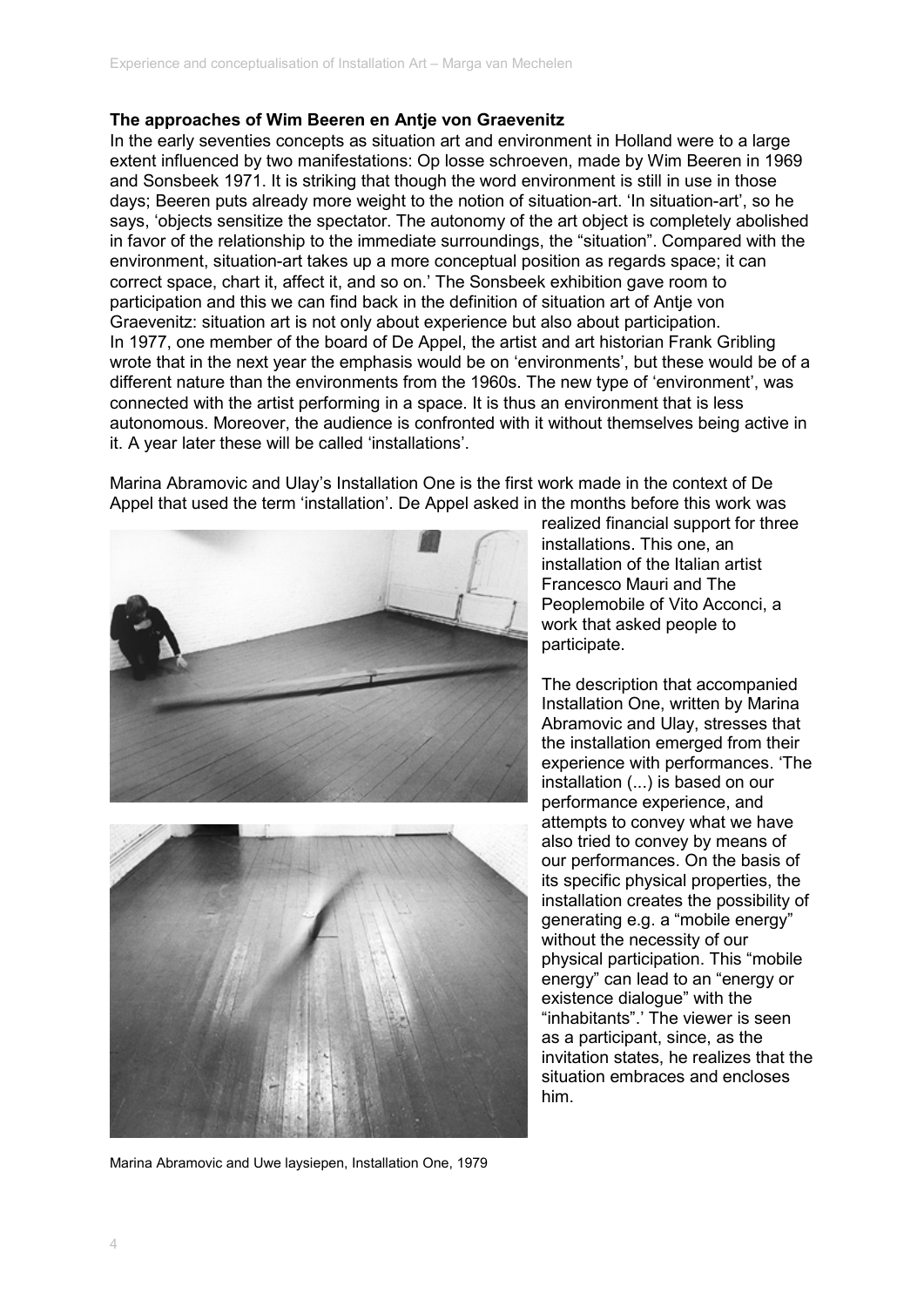### The approaches of Wim Beeren en Antje von Graevenitz

In the early seventies concepts as situation art and environment in Holland were to a large extent influenced by two manifestations: Op losse schroeven, made by Wim Beeren in 1969 and Sonsbeek 1971. It is striking that though the word environment is still in use in those days; Beeren puts already more weight to the notion of situation-art. 'In situation-art', so he says, 'objects sensitize the spectator. The autonomy of the art object is completely abolished in favor of the relationship to the immediate surroundings, the "situation". Compared with the environment, situation-art takes up a more conceptual position as regards space; it can correct space, chart it, affect it, and so on.' The Sonsbeek exhibition gave room to participation and this we can find back in the definition of situation art of Antje von Graevenitz: situation art is not only about experience but also about participation.

In 1977, one member of the board of De Appel, the artist and art historian Frank Gribling wrote that in the next year the emphasis would be on 'environments', but these would be of a different nature than the environments from the 1960s. The new type of 'environment', was connected with the artist performing in a space. It is thus an environment that is less autonomous. Moreover, the audience is confronted with it without themselves being active in it. A year later these will be called 'installations'.

Marina Abramovic and Ulay's Installation One is the first work made in the context of De Appel that used the term 'installation'. De Appel asked in the months before this work was realized financial support for three installations. This one, an installation of the Italian artist Francesco Mauri and The Peoplemobile of Vito Acconci, a work that asked people to participate.

The description that accompanied Installation One, written by Marina Abramovic and Ulay, stresses that the installation emerged from their experience with performances. 'The installation (...) is based on our performance experience, and attempts to convey what we have also tried to convey by means of our performances. On the basis of its specific physical properties, the installation creates the possibility of generating e.g. a "mobile energy" without the necessity of our physical participation. This "mobile energy" can lead to an "energy or existence dialogue" with the "inhabitants".' The viewer is seen as a participant, since, as the invitation states, he realizes that the situation embraces and encloses him.

Marina Abramovic and Uwe laysiepen, Installation One, 1979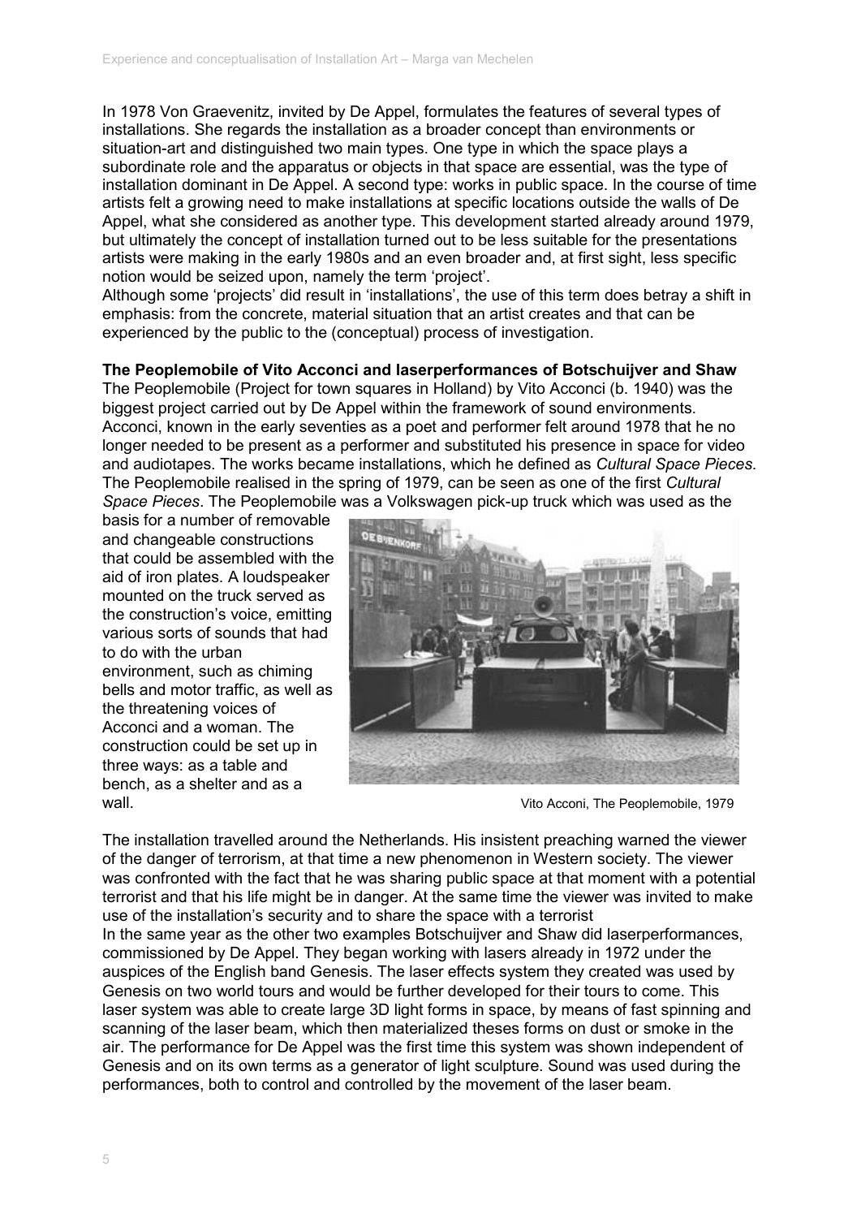In 1978 Von Graevenitz, invited by De Appel, formulates the features of several types of installations. She regards the installation as a broader concept than environments or situation-art and distinguished two main types. One type in which the space plays a subordinate role and the apparatus or objects in that space are essential, was the type of installation dominant in De Appel. A second type: works in public space. In the course of time artists felt a growing need to make installations at specific locations outside the walls of De Appel, what she considered as another type. This development started already around 1979, but ultimately the concept of installation turned out to be less suitable for the presentations artists were making in the early 1980s and an even broader and, at first sight, less specific notion would be seized upon, namely the term 'project'.
Although some 'projects' did result in 'installations', the use of this term does betray a shift in emphasis: from the concrete, material situation that an artist creates and that can be experienced by the public to the (conceptual) process of investigation.

**The Peoplemobile of Vito Acconci and laserperformances of Botschuijver and Shaw**

The Peoplemobile (Project for town squares in Holland) by Vito Acconci (b. 1940) was the biggest project carried out by De Appel within the framework of sound environments. Acconci, known in the early seventies as a poet and performer felt around 1978 that he no longer needed to be present as a performer and substituted his presence in space for video and audiotapes. The works became installations, which he defined as *Cultural Space Pieces*. The Peoplemobile realised in the spring of 1979, can be seen as one of the first *Cultural Space Pieces*. The Peoplemobile was a Volkswagen pick-up truck which was used as the basis for a number of removable and changeable constructions that could be assembled with the aid of iron plates. A loudspeaker mounted on the truck served as the construction's voice, emitting various sorts of sounds that had to do with the urban environment, such as chiming bells and motor traffic, as well as the threatening voices of Acconci and a woman. The construction could be set up in three ways: as a table and bench, as a shelter and as a wall.

Vito Acconi, The Peoplemobile, 1979

The installation travelled around the Netherlands. His insistent preaching warned the viewer of the danger of terrorism, at that time a new phenomenon in Western society. The viewer was confronted with the fact that he was sharing public space at that moment with a potential terrorist and that his life might be in danger. At the same time the viewer was invited to make use of the installation's security and to share the space with a terrorist
In the same year as the other two examples Botschuijver and Shaw did laserperformances, commissioned by De Appel. They began working with lasers already in 1972 under the auspices of the English band Genesis. The laser effects system they created was used by Genesis on two world tours and would be further developed for their tours to come. This laser system was able to create large 3D light forms in space, by means of fast spinning and scanning of the laser beam, which then materialized theses forms on dust or smoke in the air. The performance for De Appel was the first time this system was shown independent of Genesis and on its own terms as a generator of light sculpture. Sound was used during the performances, both to control and controlled by the movement of the laser beam.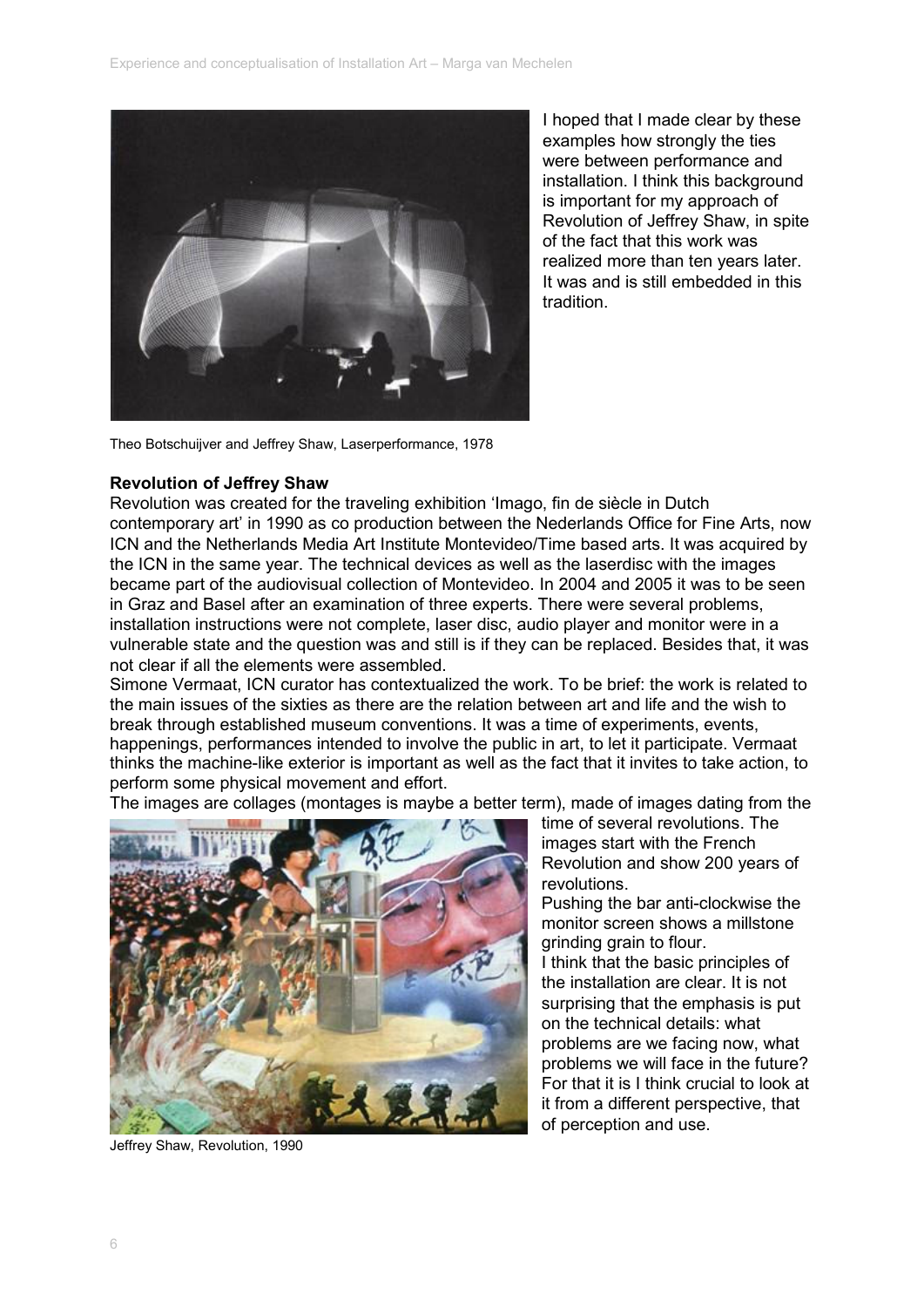I hoped that I made clear by these examples how strongly the ties were between performance and installation. I think this background is important for my approach of Revolution of Jeffrey Shaw, in spite of the fact that this work was realized more than ten years later. It was and is still embedded in this tradition.

Theo Botschuijver and Jeffrey Shaw, Laserperformance, 1978

**Revolution of Jeffrey Shaw**

Revolution was created for the traveling exhibition 'Imago, fin de siècle in Dutch contemporary art' in 1990 as co production between the Nederlands Office for Fine Arts, now ICN and the Netherlands Media Art Institute Montevideo/Time based arts. It was acquired by the ICN in the same year. The technical devices as well as the laserdisc with the images became part of the audiovisual collection of Montevideo. In 2004 and 2005 it was to be seen in Graz and Basel after an examination of three experts. There were several problems, installation instructions were not complete, laser disc, audio player and monitor were in a vulnerable state and the question was and still is if they can be replaced. Besides that, it was not clear if all the elements were assembled.

Simone Vermaat, ICN curator has contextualized the work. To be brief: the work is related to the main issues of the sixties as there are the relation between art and life and the wish to break through established museum conventions. It was a time of experiments, events, happenings, performances intended to involve the public in art, to let it participate. Vermaat thinks the machine-like exterior is important as well as the fact that it invites to take action, to perform some physical movement and effort.

The images are collages (montages is maybe a better term), made of images dating from the time of several revolutions. The images start with the French Revolution and show 200 years of revolutions.

Pushing the bar anti-clockwise the monitor screen shows a millstone grinding grain to flour.

I think that the basic principles of the installation are clear. It is not surprising that the emphasis is put on the technical details: what problems are we facing now, what problems we will face in the future? For that it is I think crucial to look at it from a different perspective, that of perception and use.

Jeffrey Shaw, Revolution, 1990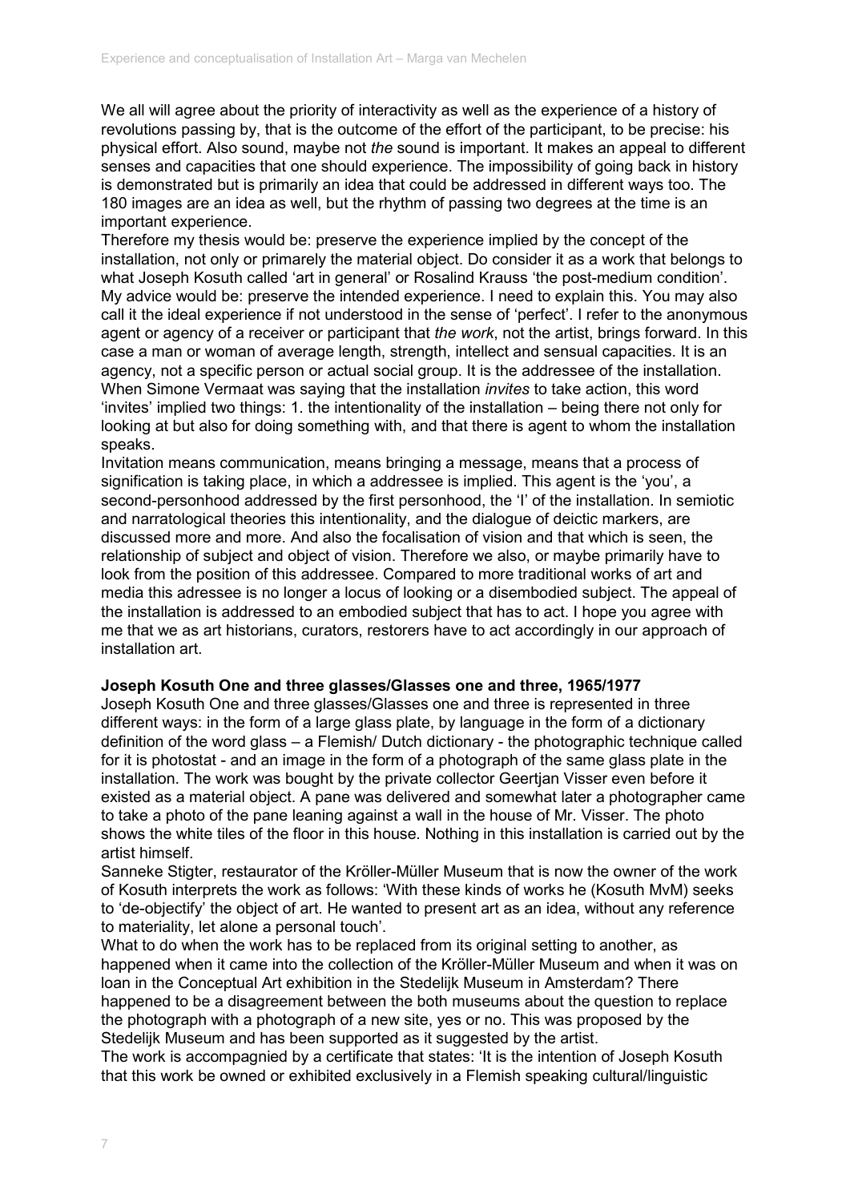We all will agree about the priority of interactivity as well as the experience of a history of revolutions passing by, that is the outcome of the effort of the participant, to be precise: his physical effort. Also sound, maybe not *the* sound is important. It makes an appeal to different senses and capacities that one should experience. The impossibility of going back in history is demonstrated but is primarily an idea that could be addressed in different ways too. The 180 images are an idea as well, but the rhythm of passing two degrees at the time is an important experience.

Therefore my thesis would be: preserve the experience implied by the concept of the installation, not only or primarely the material object. Do consider it as a work that belongs to what Joseph Kosuth called 'art in general' or Rosalind Krauss 'the post-medium condition'. My advice would be: preserve the intended experience. I need to explain this. You may also call it the ideal experience if not understood in the sense of 'perfect'. I refer to the anonymous agent or agency of a receiver or participant that *the work*, not the artist, brings forward. In this case a man or woman of average length, strength, intellect and sensual capacities. It is an agency, not a specific person or actual social group. It is the addressee of the installation. When Simone Vermaat was saying that the installation *invites* to take action, this word 'invites' implied two things: 1. the intentionality of the installation – being there not only for looking at but also for doing something with, and that there is agent to whom the installation speaks.

Invitation means communication, means bringing a message, means that a process of signification is taking place, in which a addressee is implied. This agent is the 'you', a second-personhood addressed by the first personhood, the 'I' of the installation. In semiotic and narratological theories this intentionality, and the dialogue of deictic markers, are discussed more and more. And also the focalisation of vision and that which is seen, the relationship of subject and object of vision. Therefore we also, or maybe primarily have to look from the position of this addressee. Compared to more traditional works of art and media this adressee is no longer a locus of looking or a disembodied subject. The appeal of the installation is addressed to an embodied subject that has to act. I hope you agree with me that we as art historians, curators, restorers have to act accordingly in our approach of installation art.

**Joseph Kosuth One and three glasses/Glasses one and three, 1965/1977**

Joseph Kosuth One and three glasses/Glasses one and three is represented in three different ways: in the form of a large glass plate, by language in the form of a dictionary definition of the word glass – a Flemish/ Dutch dictionary - the photographic technique called for it is photostat - and an image in the form of a photograph of the same glass plate in the installation. The work was bought by the private collector Geertjan Visser even before it existed as a material object. A pane was delivered and somewhat later a photographer came to take a photo of the pane leaning against a wall in the house of Mr. Visser. The photo shows the white tiles of the floor in this house. Nothing in this installation is carried out by the artist himself.

Sanneke Stigter, restaurator of the Kröller-Müller Museum that is now the owner of the work of Kosuth interprets the work as follows: 'With these kinds of works he (Kosuth MvM) seeks to 'de-objectify' the object of art. He wanted to present art as an idea, without any reference to materiality, let alone a personal touch'.

What to do when the work has to be replaced from its original setting to another, as happened when it came into the collection of the Kröller-Müller Museum and when it was on loan in the Conceptual Art exhibition in the Stedelijk Museum in Amsterdam? There happened to be a disagreement between the both museums about the question to replace the photograph with a photograph of a new site, yes or no. This was proposed by the Stedelijk Museum and has been supported as it suggested by the artist.

The work is accompagnied by a certificate that states: 'It is the intention of Joseph Kosuth that this work be owned or exhibited exclusively in a Flemish speaking cultural/linguistic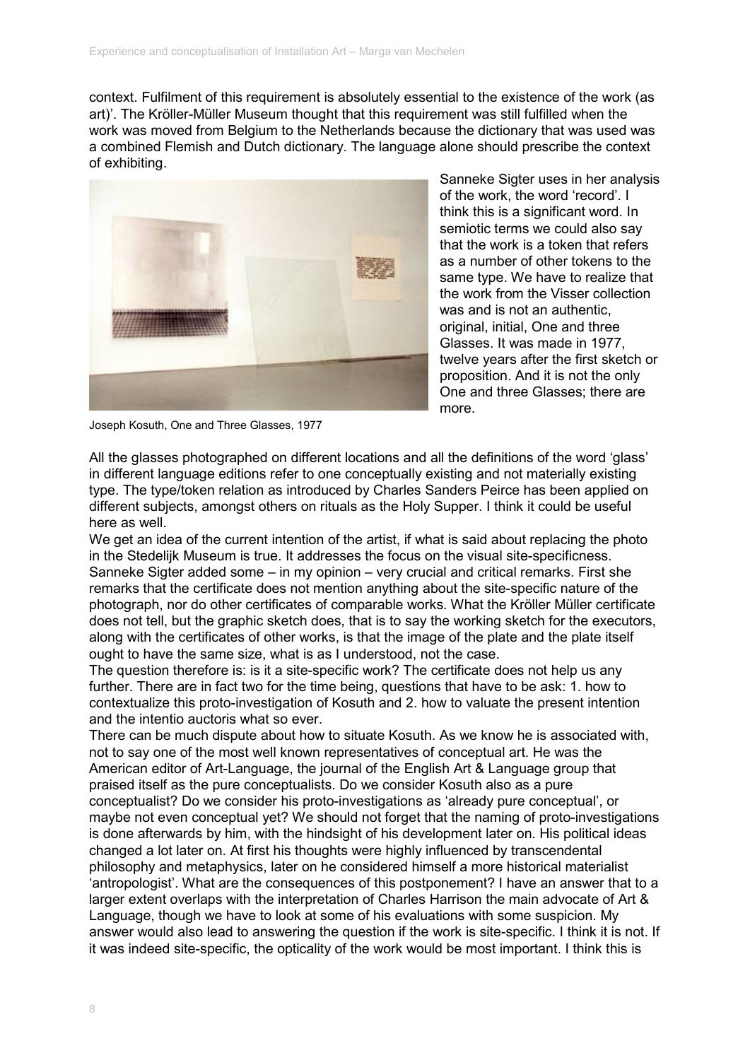context. Fulfilment of this requirement is absolutely essential to the existence of the work (as art)'. The Kröller-Müller Museum thought that this requirement was still fulfilled when the work was moved from Belgium to the Netherlands because the dictionary that was used was a combined Flemish and Dutch dictionary. The language alone should prescribe the context of exhibiting.

Joseph Kosuth, One and Three Glasses, 1977

Sanneke Sigter uses in her analysis of the work, the word 'record'. I think this is a significant word. In semiotic terms we could also say that the work is a token that refers as a number of other tokens to the same type. We have to realize that the work from the Visser collection was and is not an authentic, original, initial, One and three Glasses. It was made in 1977, twelve years after the first sketch or proposition. And it is not the only One and three Glasses; there are more.

All the glasses photographed on different locations and all the definitions of the word 'glass' in different language editions refer to one conceptually existing and not materially existing type. The type/token relation as introduced by Charles Sanders Peirce has been applied on different subjects, amongst others on rituals as the Holy Supper. I think it could be useful here as well.

We get an idea of the current intention of the artist, if what is said about replacing the photo in the Stedelijk Museum is true. It addresses the focus on the visual site-specificness. Sanneke Sigter added some – in my opinion – very crucial and critical remarks. First she remarks that the certificate does not mention anything about the site-specific nature of the photograph, nor do other certificates of comparable works. What the Kröller Müller certificate does not tell, but the graphic sketch does, that is to say the working sketch for the executors, along with the certificates of other works, is that the image of the plate and the plate itself ought to have the same size, what is as I understood, not the case.

The question therefore is: is it a site-specific work? The certificate does not help us any further. There are in fact two for the time being, questions that have to be ask: 1. how to contextualize this proto-investigation of Kosuth and 2. how to valuate the present intention and the intentio auctoris what so ever.

There can be much dispute about how to situate Kosuth. As we know he is associated with, not to say one of the most well known representatives of conceptual art. He was the American editor of Art-Language, the journal of the English Art & Language group that praised itself as the pure conceptualists. Do we consider Kosuth also as a pure conceptualist? Do we consider his proto-investigations as 'already pure conceptual', or maybe not even conceptual yet? We should not forget that the naming of proto-investigations is done afterwards by him, with the hindsight of his development later on. His political ideas changed a lot later on. At first his thoughts were highly influenced by transcendental philosophy and metaphysics, later on he considered himself a more historical materialist 'antropologist'. What are the consequences of this postponement? I have an answer that to a larger extent overlaps with the interpretation of Charles Harrison the main advocate of Art & Language, though we have to look at some of his evaluations with some suspicion. My answer would also lead to answering the question if the work is site-specific. I think it is not. If it was indeed site-specific, the opticality of the work would be most important. I think this is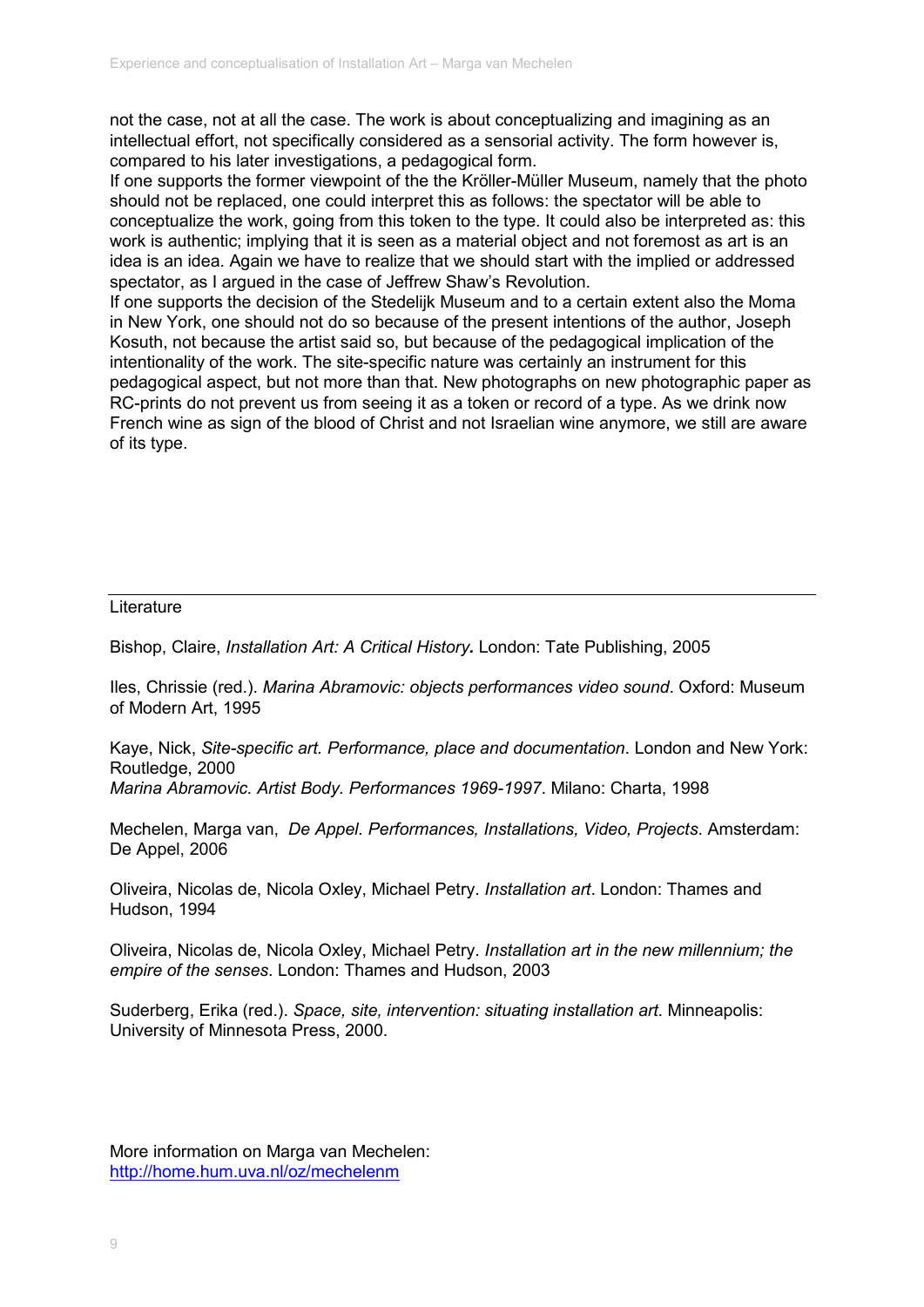not the case, not at all the case. The work is about conceptualizing and imagining as an intellectual effort, not specifically considered as a sensorial activity. The form however is, compared to his later investigations, a pedagogical form.
If one supports the former viewpoint of the the Kröller-Müller Museum, namely that the photo should not be replaced, one could interpret this as follows: the spectator will be able to conceptualize the work, going from this token to the type. It could also be interpreted as: this work is authentic; implying that it is seen as a material object and not foremost as art is an idea is an idea. Again we have to realize that we should start with the implied or addressed spectator, as I argued in the case of Jeffrew Shaw's Revolution.
If one supports the decision of the Stedelijk Museum and to a certain extent also the Moma in New York, one should not do so because of the present intentions of the author, Joseph Kosuth, not because the artist said so, but because of the pedagogical implication of the intentionality of the work. The site-specific nature was certainly an instrument for this pedagogical aspect, but not more than that. New photographs on new photographic paper as RC-prints do not prevent us from seeing it as a token or record of a type. As we drink now French wine as sign of the blood of Christ and not Israelian wine anymore, we still are aware of its type.

---

Literature

Bishop, Claire, *Installation Art: A Critical History.* London: Tate Publishing, 2005

Iles, Chrissie (red.). *Marina Abramovic: objects performances video sound*. Oxford: Museum of Modern Art, 1995

Kaye, Nick, *Site-specific art. Performance, place and documentation*. London and New York: Routledge, 2000
*Marina Abramovic. Artist Body. Performances 1969-1997*. Milano: Charta, 1998

Mechelen, Marga van, *De Appel. Performances, Installations, Video, Projects*. Amsterdam: De Appel, 2006

Oliveira, Nicolas de, Nicola Oxley, Michael Petry. *Installation art*. London: Thames and Hudson, 1994

Oliveira, Nicolas de, Nicola Oxley, Michael Petry. *Installation art in the new millennium; the empire of the senses*. London: Thames and Hudson, 2003

Suderberg, Erika (red.). *Space, site, intervention: situating installation art*. Minneapolis: University of Minnesota Press, 2000.

More information on Marga van Mechelen:
[http://home.hum.uva.nl/oz/mechelenm](http://home.hum.uva.nl/oz/mechelenm)